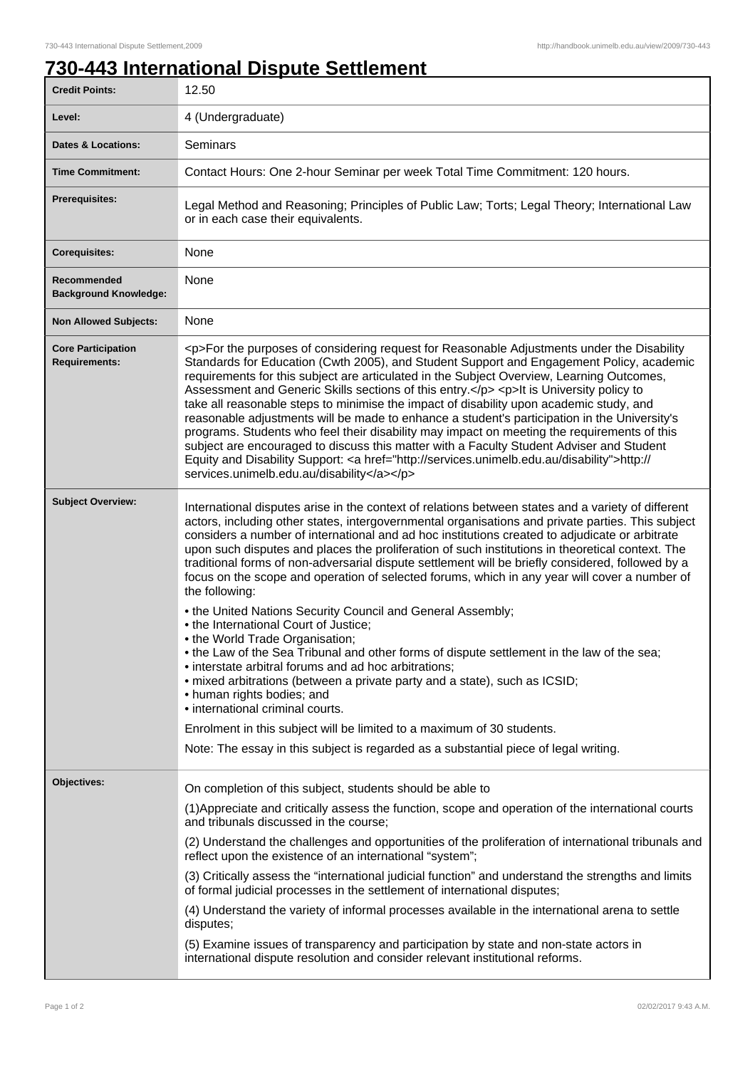# 730-443 International Dispute Settlement

| | |
|---|---|
| **Credit Points:** | 12.50 |
| **Level:** | 4 (Undergraduate) |
| **Dates & Locations:** | Seminars |
| **Time Commitment:** | Contact Hours: One 2-hour Seminar per week Total Time Commitment: 120 hours. |
| **Prerequisites:** | Legal Method and Reasoning; Principles of Public Law; Torts; Legal Theory; International Law or in each case their equivalents. |
| **Corequisites:** | None |
| **Recommended Background Knowledge:** | None |
| **Non Allowed Subjects:** | None |
| **Core Participation Requirements:** | <p>For the purposes of considering request for Reasonable Adjustments under the Disability Standards for Education (Cwth 2005), and Student Support and Engagement Policy, academic requirements for this subject are articulated in the Subject Overview, Learning Outcomes, Assessment and Generic Skills sections of this entry.</p> <p>It is University policy to take all reasonable steps to minimise the impact of disability upon academic study, and reasonable adjustments will be made to enhance a student's participation in the University's programs. Students who feel their disability may impact on meeting the requirements of this subject are encouraged to discuss this matter with a Faculty Student Adviser and Student Equity and Disability Support: <a href="http://services.unimelb.edu.au/disability">http://services.unimelb.edu.au/disability</a></p> |
| **Subject Overview:** | International disputes arise in the context of relations between states and a variety of different actors, including other states, intergovernmental organisations and private parties. This subject considers a number of international and ad hoc institutions created to adjudicate or arbitrate upon such disputes and places the proliferation of such institutions in theoretical context. The traditional forms of non-adversarial dispute settlement will be briefly considered, followed by a focus on the scope and operation of selected forums, which in any year will cover a number of the following: <br>• the United Nations Security Council and General Assembly; <br>• the International Court of Justice; <br>• the World Trade Organisation; <br>• the Law of the Sea Tribunal and other forms of dispute settlement in the law of the sea; <br>• interstate arbitral forums and ad hoc arbitrations; <br>• mixed arbitrations (between a private party and a state), such as ICSID; <br>• human rights bodies; and <br>• international criminal courts. <br><br>Enrolment in this subject will be limited to a maximum of 30 students. <br><br>Note: The essay in this subject is regarded as a substantial piece of legal writing. |
| **Objectives:** | On completion of this subject, students should be able to <br><br>(1)Appreciate and critically assess the function, scope and operation of the international courts and tribunals discussed in the course; <br><br>(2) Understand the challenges and opportunities of the proliferation of international tribunals and reflect upon the existence of an international "system"; <br><br>(3) Critically assess the "international judicial function" and understand the strengths and limits of formal judicial processes in the settlement of international disputes; <br><br>(4) Understand the variety of informal processes available in the international arena to settle disputes; <br><br>(5) Examine issues of transparency and participation by state and non-state actors in international dispute resolution and consider relevant institutional reforms. |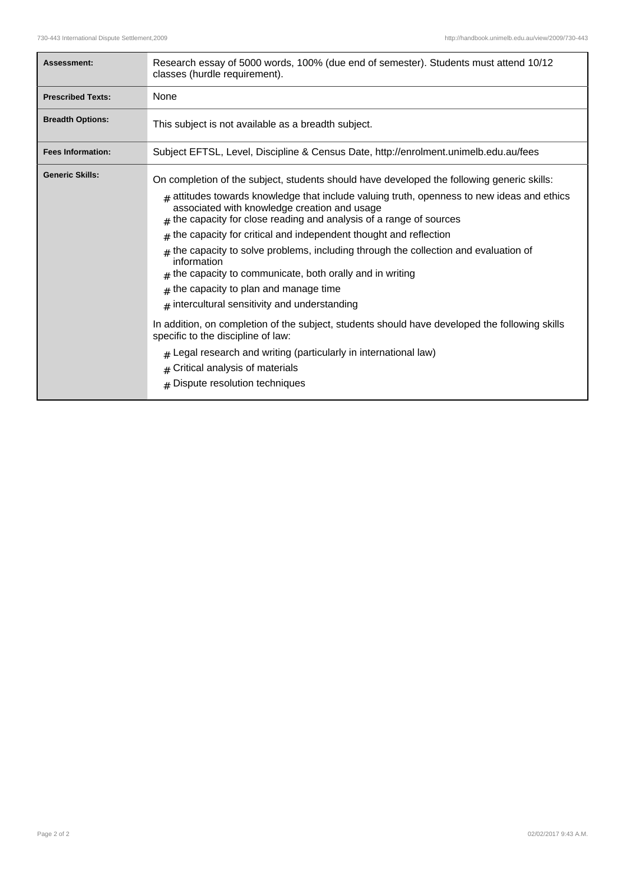| | |
|---|---|
| **Assessment:** | Research essay of 5000 words, 100% (due end of semester). Students must attend 10/12 classes (hurdle requirement). |
| **Prescribed Texts:** | None |
| **Breadth Options:** | This subject is not available as a breadth subject. |
| **Fees Information:** | Subject EFTSL, Level, Discipline & Census Date, http://enrolment.unimelb.edu.au/fees |
| **Generic Skills:** | On completion of the subject, students should have developed the following generic skills:<br># attitudes towards knowledge that include valuing truth, openness to new ideas and ethics associated with knowledge creation and usage<br># the capacity for close reading and analysis of a range of sources<br># the capacity for critical and independent thought and reflection<br># the capacity to solve problems, including through the collection and evaluation of information<br># the capacity to communicate, both orally and in writing<br># the capacity to plan and manage time<br># intercultural sensitivity and understanding<br><br>In addition, on completion of the subject, students should have developed the following skills specific to the discipline of law:<br># Legal research and writing (particularly in international law)<br># Critical analysis of materials<br># Dispute resolution techniques |